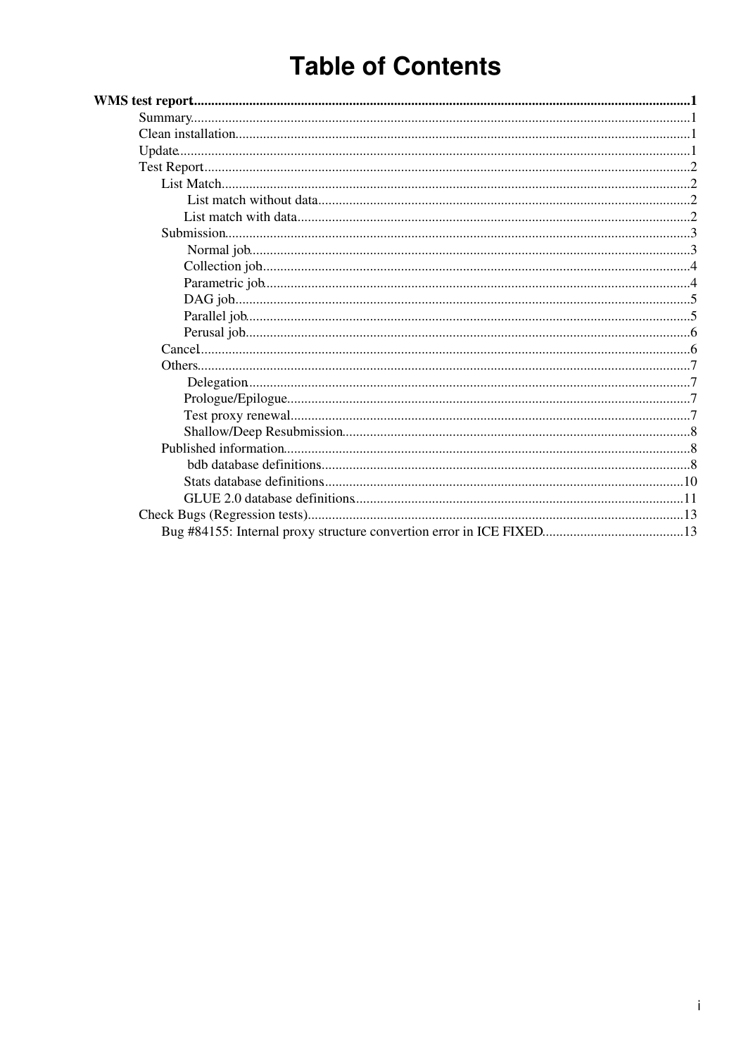# Table of Contents

**WMS test report** ... 1

- Summary ... 1
- Clean installation ... 1
- Update ... 1
- Test Report ... 2
  - List Match ... 2
    - List match without data ... 2
    - List match with data ... 2
  - Submission ... 3
    - Normal job ... 3
    - Collection job ... 4
    - Parametric job ... 4
    - DAG job ... 5
    - Parallel job ... 5
    - Perusal job ... 6
  - Cancel ... 6
  - Others ... 7
    - Delegation ... 7
    - Prologue/Epilogue ... 7
    - Test proxy renewal ... 7
    - Shallow/Deep Resubmission ... 8
  - Published information ... 8
    - bdb database definitions ... 8
    - Stats database definitions ... 10
    - GLUE 2.0 database definitions ... 11
- Check Bugs (Regression tests) ... 13
  - Bug #84155: Internal proxy structure convertion error in ICE FIXED ... 13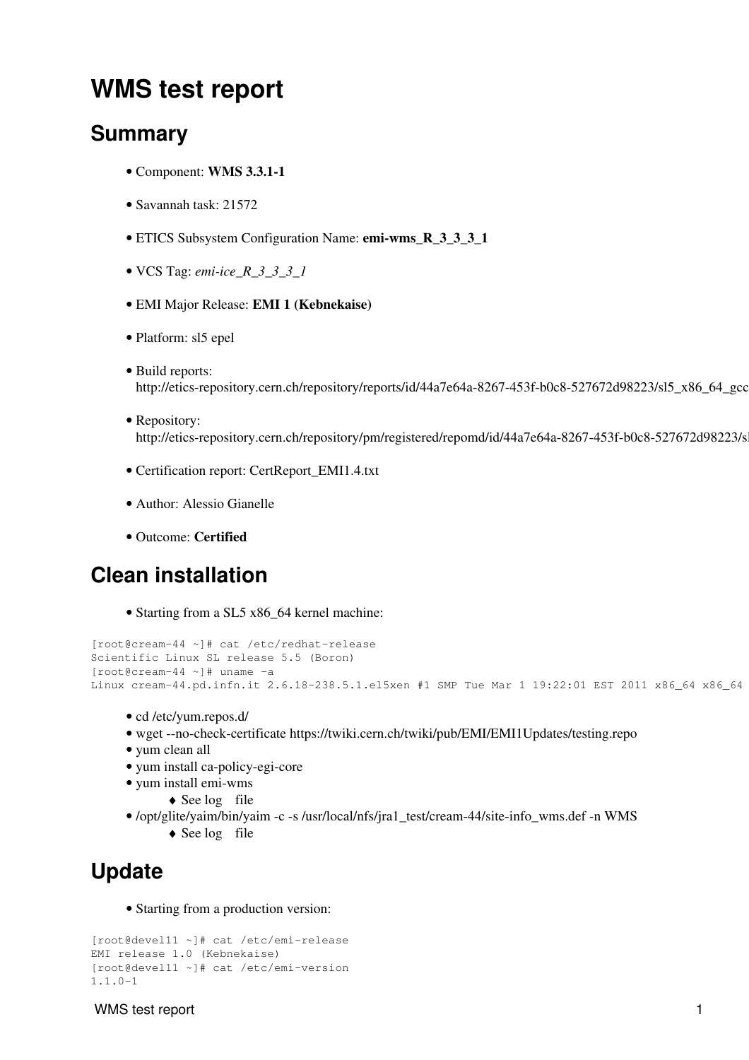# WMS test report

## Summary

- Component: **WMS 3.3.1-1**
- Savannah task: 21572
- ETICS Subsystem Configuration Name: **emi-wms_R_3_3_3_1**
- VCS Tag: *emi-ice_R_3_3_3_1*
- EMI Major Release: **EMI 1 (Kebnekaise)**
- Platform: sl5 epel
- Build reports: http://etics-repository.cern.ch/repository/reports/id/44a7e64a-8267-453f-b0c8-527672d98223/sl5_x86_64_gcc
- Repository: http://etics-repository.cern.ch/repository/pm/registered/repomd/id/44a7e64a-8267-453f-b0c8-527672d98223/sl
- Certification report: CertReport_EMI1.4.txt
- Author: Alessio Gianelle
- Outcome: **Certified**

## Clean installation

- Starting from a SL5 x86_64 kernel machine:

```
[root@cream-44 ~]# cat /etc/redhat-release
Scientific Linux SL release 5.5 (Boron)
[root@cream-44 ~]# uname -a
Linux cream-44.pd.infn.it 2.6.18-238.5.1.el5xen #1 SMP Tue Mar 1 19:22:01 EST 2011 x86_64 x86_64
```

- cd /etc/yum.repos.d/
- wget --no-check-certificate https://twiki.cern.ch/twiki/pub/EMI/EMI1Updates/testing.repo
- yum clean all
- yum install ca-policy-egi-core
- yum install emi-wms
    - See log file
- /opt/glite/yaim/bin/yaim -c -s /usr/local/nfs/jra1_test/cream-44/site-info_wms.def -n WMS
    - See log file

## Update

- Starting from a production version:

```
[root@devel11 ~]# cat /etc/emi-release
EMI release 1.0 (Kebnekaise)
[root@devel11 ~]# cat /etc/emi-version
1.1.0-1
```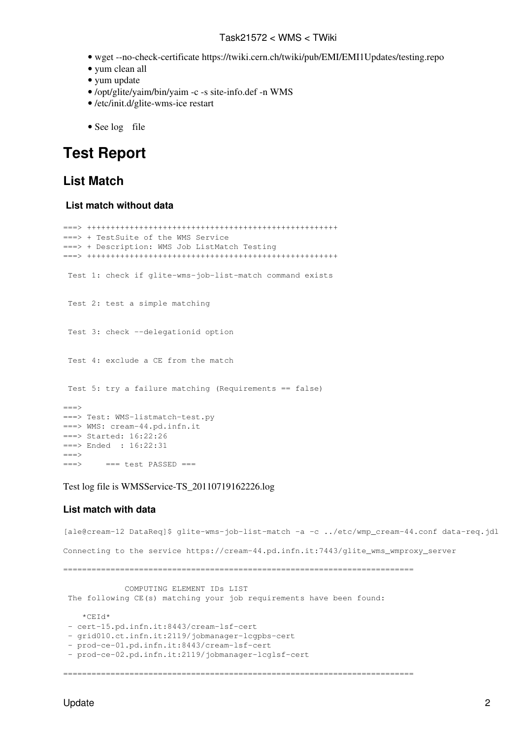- wget --no-check-certificate https://twiki.cern.ch/twiki/pub/EMI/EMI1Updates/testing.repo
- yum clean all
- yum update
- /opt/glite/yaim/bin/yaim -c -s site-info.def -n WMS
- /etc/init.d/glite-wms-ice restart

- See log file

# Test Report

## List Match

### List match without data

```
===> +++++++++++++++++++++++++++++++++++++++++++++++++++++
===> + TestSuite of the WMS Service
===> + Description: WMS Job ListMatch Testing
===> +++++++++++++++++++++++++++++++++++++++++++++++++++++

 Test 1: check if glite-wms-job-list-match command exists


 Test 2: test a simple matching


 Test 3: check --delegationid option


 Test 4: exclude a CE from the match


 Test 5: try a failure matching (Requirements == false)

===>
===> Test: WMS-listmatch-test.py
===> WMS: cream-44.pd.infn.it
===> Started: 16:22:26
===> Ended  : 16:22:31
===>
===>     === test PASSED ===
```

Test log file is WMSService-TS_20110719162226.log

### List match with data

```
[ale@cream-12 DataReq]$ glite-wms-job-list-match -a -c ../etc/wmp_cream-44.conf data-req.jdl

Connecting to the service https://cream-44.pd.infn.it:7443/glite_wms_wmproxy_server

==========================================================================

             COMPUTING ELEMENT IDs LIST
 The following CE(s) matching your job requirements have been found:

    *CEId*
 - cert-15.pd.infn.it:8443/cream-lsf-cert
 - grid010.ct.infn.it:2119/jobmanager-lcgpbs-cert
 - prod-ce-01.pd.infn.it:8443/cream-lsf-cert
 - prod-ce-02.pd.infn.it:2119/jobmanager-lcglsf-cert

==========================================================================
```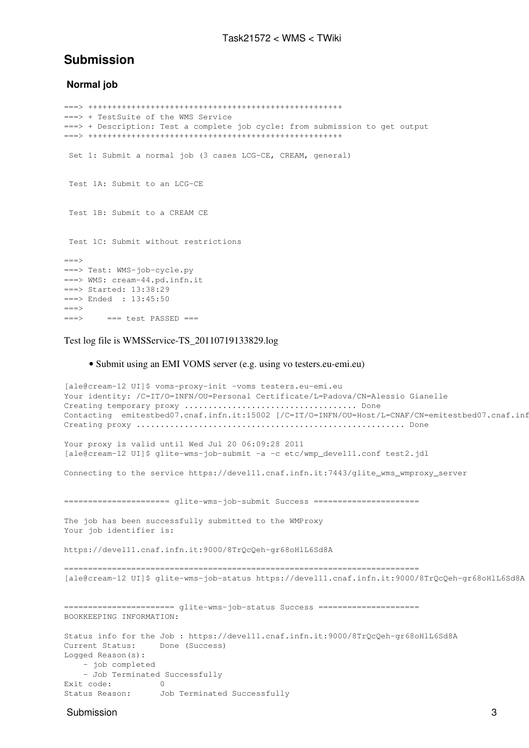## Submission

### Normal job

```
===> +++++++++++++++++++++++++++++++++++++++++++++++++++++
===> + TestSuite of the WMS Service
===> + Description: Test a complete job cycle: from submission to get output
===> +++++++++++++++++++++++++++++++++++++++++++++++++++++

 Set 1: Submit a normal job (3 cases LCG-CE, CREAM, general)


 Test 1A: Submit to an LCG-CE


 Test 1B: Submit to a CREAM CE


 Test 1C: Submit without restrictions

===>
===> Test: WMS-job-cycle.py
===> WMS: cream-44.pd.infn.it
===> Started: 13:38:29
===> Ended  : 13:45:50
===>
===>     === test PASSED ===
```

Test log file is WMSService-TS_20110719133829.log

- Submit using an EMI VOMS server (e.g. using vo testers.eu-emi.eu)

```
[ale@cream-12 UI]$ voms-proxy-init -voms testers.eu-emi.eu
Your identity: /C=IT/O=INFN/OU=Personal Certificate/L=Padova/CN=Alessio Gianelle
Creating temporary proxy ................................... Done
Contacting  emitestbed07.cnaf.infn.it:15002 [/C=IT/O=INFN/OU=Host/L=CNAF/CN=emitestbed07.cnaf.inf
Creating proxy ...................................................... Done

Your proxy is valid until Wed Jul 20 06:09:28 2011
[ale@cream-12 UI]$ glite-wms-job-submit -a -c etc/wmp_devel11.conf test2.jdl

Connecting to the service https://devel11.cnaf.infn.it:7443/glite_wms_wmproxy_server


====================== glite-wms-job-submit Success ======================

The job has been successfully submitted to the WMProxy
Your job identifier is:

https://devel11.cnaf.infn.it:9000/8TrQcQeh-gr68oHlL6Sd8A

==========================================================================
[ale@cream-12 UI]$ glite-wms-job-status https://devel11.cnaf.infn.it:9000/8TrQcQeh-gr68oHlL6Sd8A


======================= glite-wms-job-status Success =====================
BOOKKEEPING INFORMATION:

Status info for the Job : https://devel11.cnaf.infn.it:9000/8TrQcQeh-gr68oHlL6Sd8A
Current Status:     Done (Success)
Logged Reason(s):
    - job completed
    - Job Terminated Successfully
Exit code:          0
Status Reason:      Job Terminated Successfully
```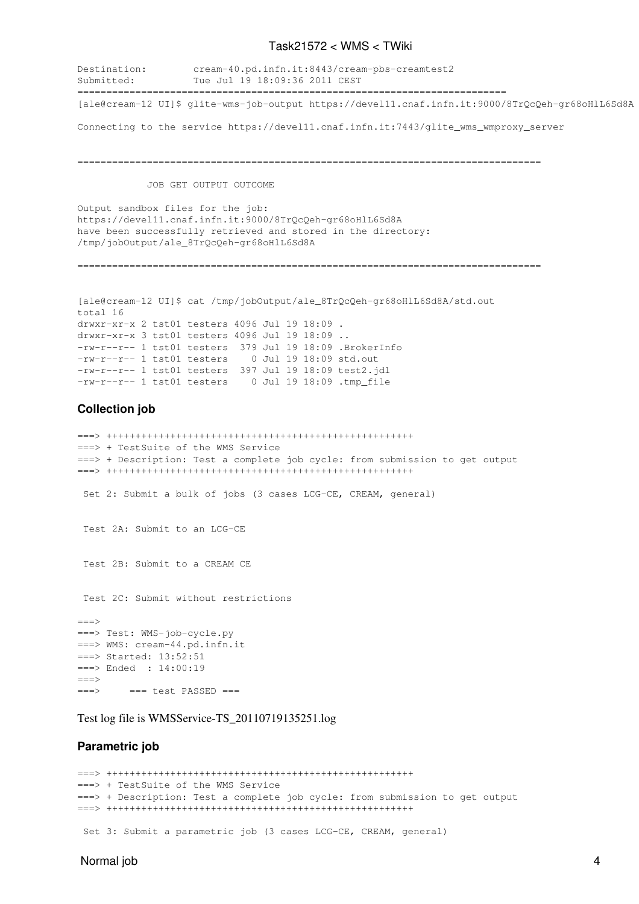```
Destination:        cream-40.pd.infn.it:8443/cream-pbs-creamtest2
Submitted:          Tue Jul 19 18:09:36 2011 CEST
==========================================================================
[ale@cream-12 UI]$ glite-wms-job-output https://devel11.cnaf.infn.it:9000/8TrQcQeh-gr68oHlL6Sd8A

Connecting to the service https://devel11.cnaf.infn.it:7443/glite_wms_wmproxy_server


================================================================================

            JOB GET OUTPUT OUTCOME

Output sandbox files for the job:
https://devel11.cnaf.infn.it:9000/8TrQcQeh-gr68oHlL6Sd8A
have been successfully retrieved and stored in the directory:
/tmp/jobOutput/ale_8TrQcQeh-gr68oHlL6Sd8A

================================================================================


[ale@cream-12 UI]$ cat /tmp/jobOutput/ale_8TrQcQeh-gr68oHlL6Sd8A/std.out
total 16
drwxr-xr-x 2 tst01 testers 4096 Jul 19 18:09 .
drwxr-xr-x 3 tst01 testers 4096 Jul 19 18:09 ..
-rw-r--r-- 1 tst01 testers  379 Jul 19 18:09 .BrokerInfo
-rw-r--r-- 1 tst01 testers    0 Jul 19 18:09 std.out
-rw-r--r-- 1 tst01 testers  397 Jul 19 18:09 test2.jdl
-rw-r--r-- 1 tst01 testers    0 Jul 19 18:09 .tmp_file
```

### Collection job

```
===> ++++++++++++++++++++++++++++++++++++++++++++++++++++
===> + TestSuite of the WMS Service
===> + Description: Test a complete job cycle: from submission to get output
===> ++++++++++++++++++++++++++++++++++++++++++++++++++++

 Set 2: Submit a bulk of jobs (3 cases LCG-CE, CREAM, general)


 Test 2A: Submit to an LCG-CE


 Test 2B: Submit to a CREAM CE


 Test 2C: Submit without restrictions

===>
===> Test: WMS-job-cycle.py
===> WMS: cream-44.pd.infn.it
===> Started: 13:52:51
===> Ended  : 14:00:19
===>
===>     === test PASSED ===
```

Test log file is WMSService-TS_20110719135251.log

### Parametric job

```
===> ++++++++++++++++++++++++++++++++++++++++++++++++++++
===> + TestSuite of the WMS Service
===> + Description: Test a complete job cycle: from submission to get output
===> ++++++++++++++++++++++++++++++++++++++++++++++++++++

 Set 3: Submit a parametric job (3 cases LCG-CE, CREAM, general)
```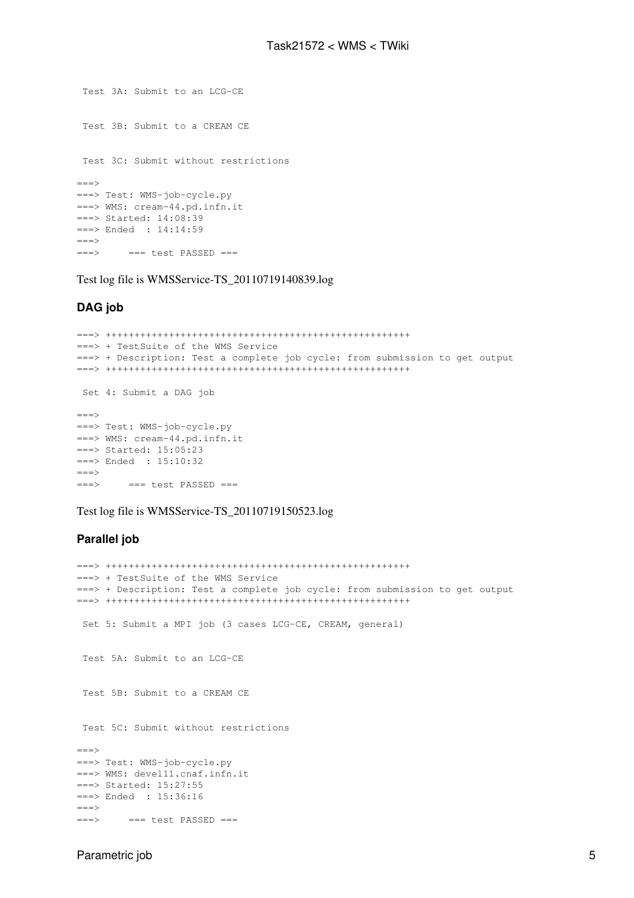```
 Test 3A: Submit to an LCG-CE


 Test 3B: Submit to a CREAM CE


 Test 3C: Submit without restrictions

===>
===> Test: WMS-job-cycle.py
===> WMS: cream-44.pd.infn.it
===> Started: 14:08:39
===> Ended  : 14:14:59
===>
===>     === test PASSED ===
```

Test log file is WMSService-TS_20110719140839.log

### DAG job

```
===> +++++++++++++++++++++++++++++++++++++++++++++++++++++
===> + TestSuite of the WMS Service
===> + Description: Test a complete job cycle: from submission to get output
===> +++++++++++++++++++++++++++++++++++++++++++++++++++++

 Set 4: Submit a DAG job

===>
===> Test: WMS-job-cycle.py
===> WMS: cream-44.pd.infn.it
===> Started: 15:05:23
===> Ended  : 15:10:32
===>
===>     === test PASSED ===
```

Test log file is WMSService-TS_20110719150523.log

### Parallel job

```
===> +++++++++++++++++++++++++++++++++++++++++++++++++++++
===> + TestSuite of the WMS Service
===> + Description: Test a complete job cycle: from submission to get output
===> +++++++++++++++++++++++++++++++++++++++++++++++++++++

 Set 5: Submit a MPI job (3 cases LCG-CE, CREAM, general)


 Test 5A: Submit to an LCG-CE


 Test 5B: Submit to a CREAM CE


 Test 5C: Submit without restrictions

===>
===> Test: WMS-job-cycle.py
===> WMS: devel11.cnaf.infn.it
===> Started: 15:27:55
===> Ended  : 15:36:16
===>
===>     === test PASSED ===
```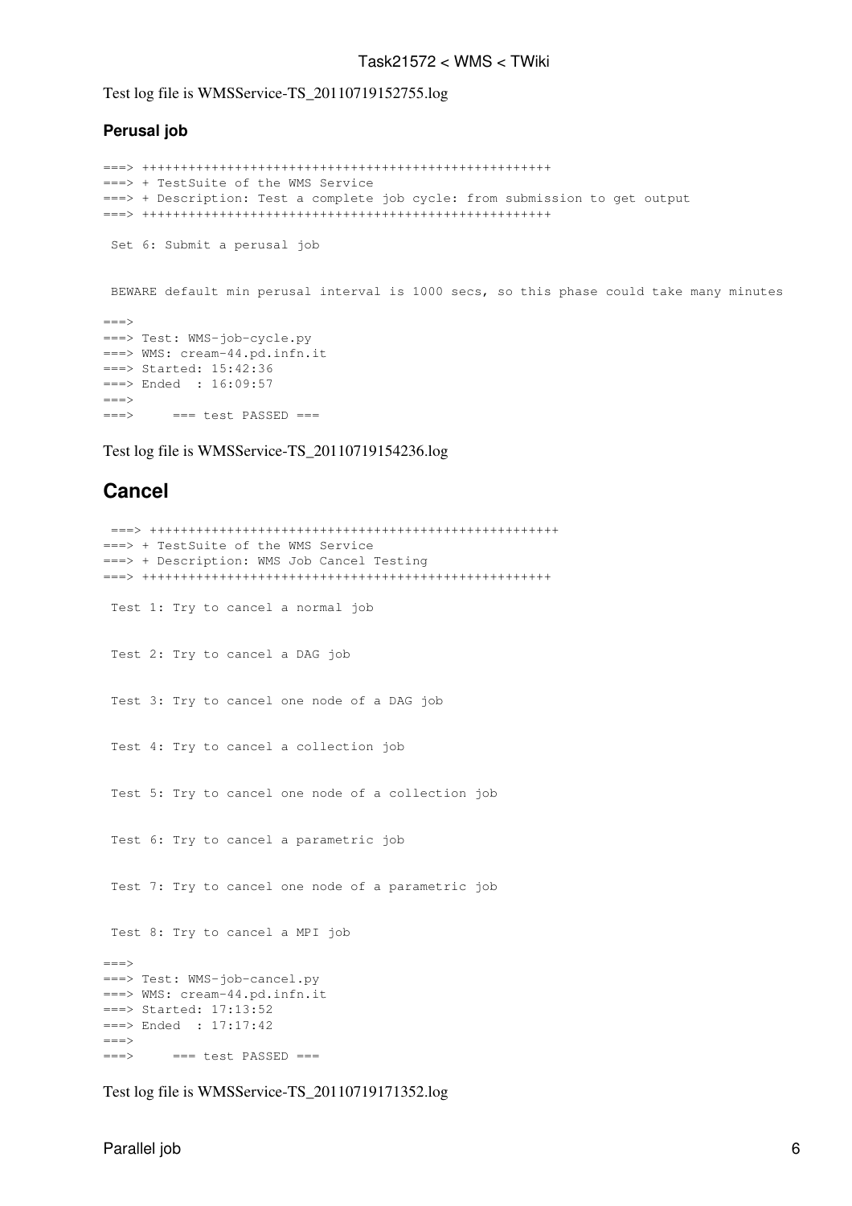Test log file is WMSService-TS_20110719152755.log

### Perusal job

```
===> ++++++++++++++++++++++++++++++++++++++++++++++++++++++
===> + TestSuite of the WMS Service
===> + Description: Test a complete job cycle: from submission to get output
===> ++++++++++++++++++++++++++++++++++++++++++++++++++++++

 Set 6: Submit a perusal job


 BEWARE default min perusal interval is 1000 secs, so this phase could take many minutes

===>
===> Test: WMS-job-cycle.py
===> WMS: cream-44.pd.infn.it
===> Started: 15:42:36
===> Ended  : 16:09:57
===>
===>     === test PASSED ===
```

Test log file is WMSService-TS_20110719154236.log

## Cancel

```
 ===> ++++++++++++++++++++++++++++++++++++++++++++++++++++++
===> + TestSuite of the WMS Service
===> + Description: WMS Job Cancel Testing
===> ++++++++++++++++++++++++++++++++++++++++++++++++++++++

 Test 1: Try to cancel a normal job


 Test 2: Try to cancel a DAG job


 Test 3: Try to cancel one node of a DAG job


 Test 4: Try to cancel a collection job


 Test 5: Try to cancel one node of a collection job


 Test 6: Try to cancel a parametric job


 Test 7: Try to cancel one node of a parametric job


 Test 8: Try to cancel a MPI job

===>
===> Test: WMS-job-cancel.py
===> WMS: cream-44.pd.infn.it
===> Started: 17:13:52
===> Ended  : 17:17:42
===>
===>     === test PASSED ===
```

Test log file is WMSService-TS_20110719171352.log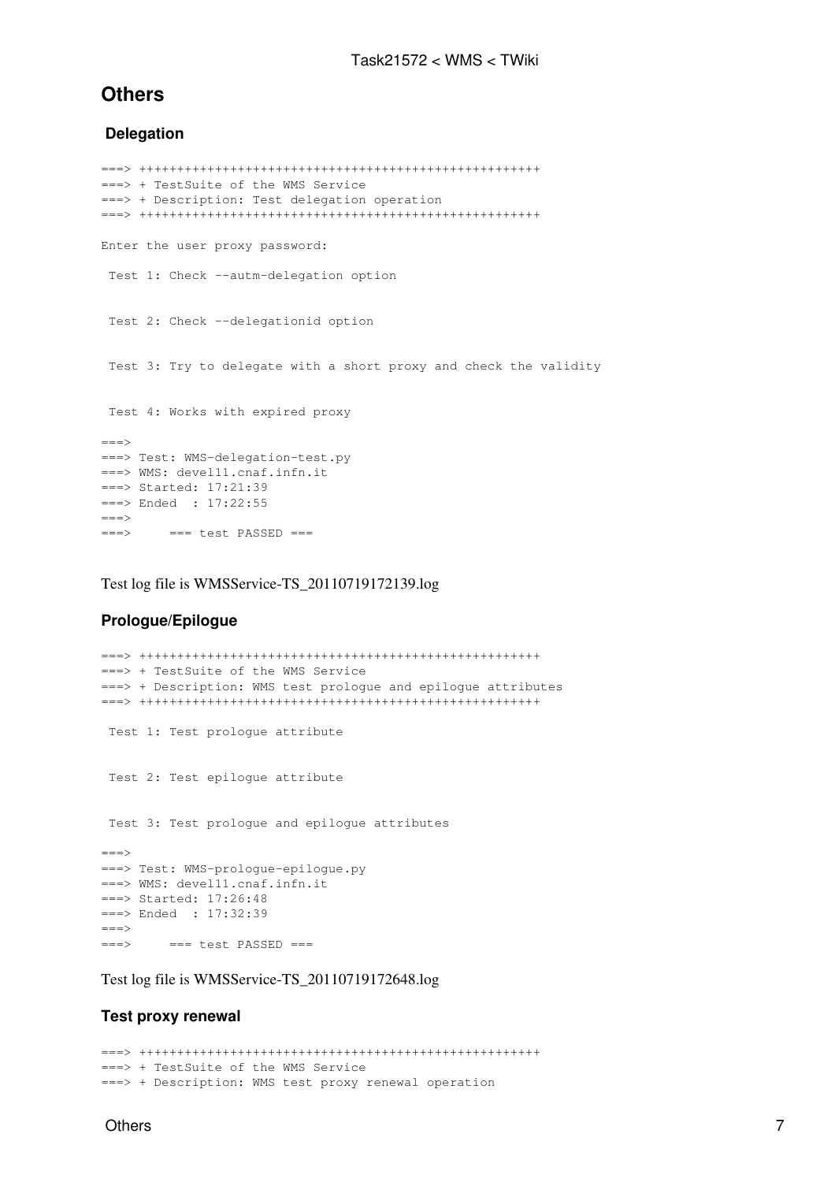## Others

### Delegation

```
===> ++++++++++++++++++++++++++++++++++++++++++++++++++++
===> + TestSuite of the WMS Service
===> + Description: Test delegation operation
===> ++++++++++++++++++++++++++++++++++++++++++++++++++++

Enter the user proxy password:

 Test 1: Check --autm-delegation option


 Test 2: Check --delegationid option


 Test 3: Try to delegate with a short proxy and check the validity


 Test 4: Works with expired proxy

===>
===> Test: WMS-delegation-test.py
===> WMS: devel11.cnaf.infn.it
===> Started: 17:21:39
===> Ended  : 17:22:55
===>
===>     === test PASSED ===
```

Test log file is WMSService-TS_20110719172139.log

### Prologue/Epilogue

```
===> ++++++++++++++++++++++++++++++++++++++++++++++++++++
===> + TestSuite of the WMS Service
===> + Description: WMS test prologue and epilogue attributes
===> ++++++++++++++++++++++++++++++++++++++++++++++++++++

 Test 1: Test prologue attribute


 Test 2: Test epilogue attribute


 Test 3: Test prologue and epilogue attributes

===>
===> Test: WMS-prologue-epilogue.py
===> WMS: devel11.cnaf.infn.it
===> Started: 17:26:48
===> Ended  : 17:32:39
===>
===>     === test PASSED ===
```

Test log file is WMSService-TS_20110719172648.log

### Test proxy renewal

```
===> ++++++++++++++++++++++++++++++++++++++++++++++++++++
===> + TestSuite of the WMS Service
===> + Description: WMS test proxy renewal operation
```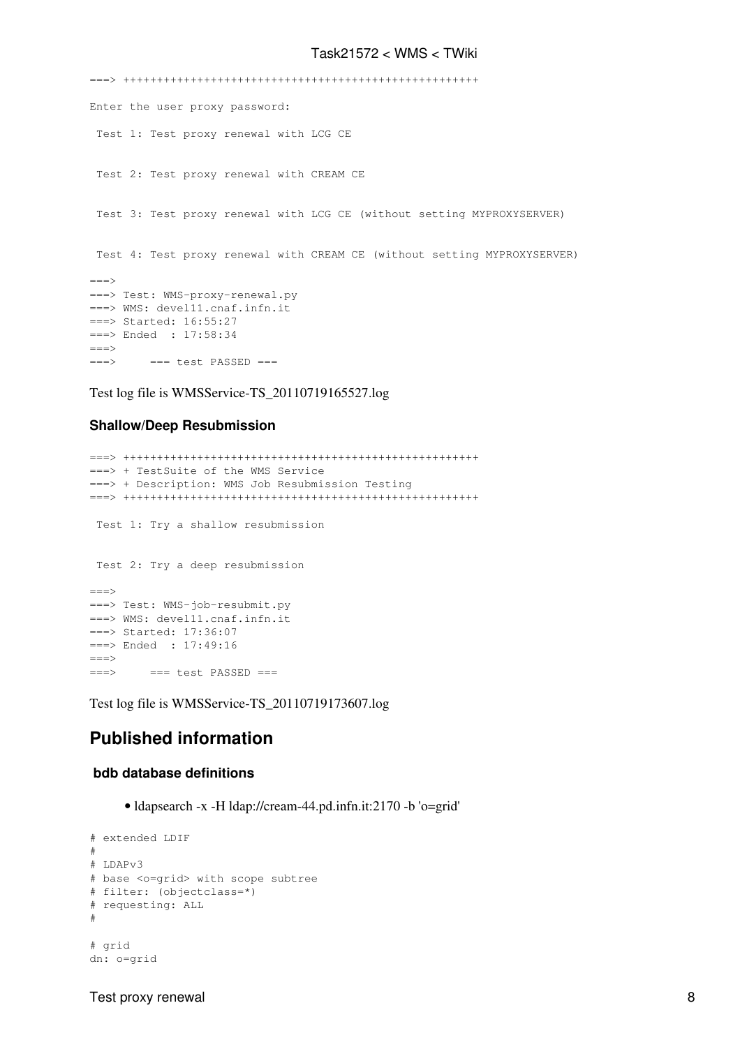```
===> +++++++++++++++++++++++++++++++++++++++++++++++++++++

Enter the user proxy password:

 Test 1: Test proxy renewal with LCG CE


 Test 2: Test proxy renewal with CREAM CE


 Test 3: Test proxy renewal with LCG CE (without setting MYPROXYSERVER)


 Test 4: Test proxy renewal with CREAM CE (without setting MYPROXYSERVER)

===>
===> Test: WMS-proxy-renewal.py
===> WMS: devel11.cnaf.infn.it
===> Started: 16:55:27
===> Ended  : 17:58:34
===>
===>     === test PASSED ===
```

Test log file is WMSService-TS_20110719165527.log

### Shallow/Deep Resubmission

```
===> +++++++++++++++++++++++++++++++++++++++++++++++++++++
===> + TestSuite of the WMS Service
===> + Description: WMS Job Resubmission Testing
===> +++++++++++++++++++++++++++++++++++++++++++++++++++++

 Test 1: Try a shallow resubmission


 Test 2: Try a deep resubmission

===>
===> Test: WMS-job-resubmit.py
===> WMS: devel11.cnaf.infn.it
===> Started: 17:36:07
===> Ended  : 17:49:16
===>
===>     === test PASSED ===
```

Test log file is WMSService-TS_20110719173607.log

## Published information

### bdb database definitions

- ldapsearch -x -H ldap://cream-44.pd.infn.it:2170 -b 'o=grid'

```
# extended LDIF
#
# LDAPv3
# base <o=grid> with scope subtree
# filter: (objectclass=*)
# requesting: ALL
#

# grid
dn: o=grid
```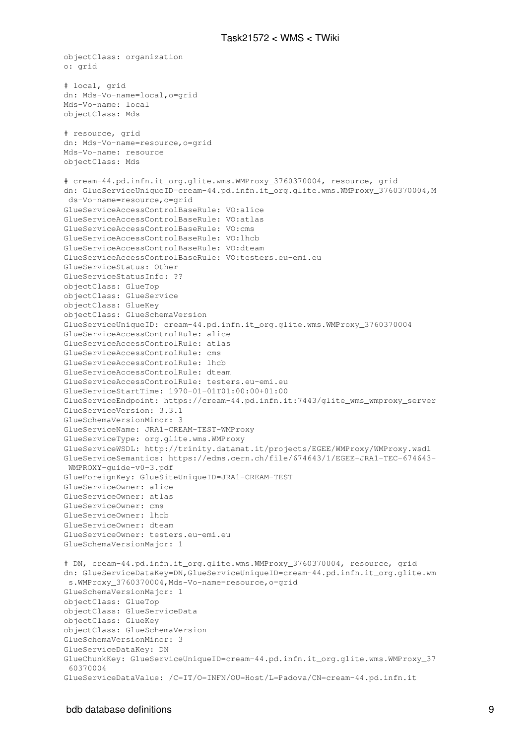```
objectClass: organization
o: grid

# local, grid
dn: Mds-Vo-name=local,o=grid
Mds-Vo-name: local
objectClass: Mds

# resource, grid
dn: Mds-Vo-name=resource,o=grid
Mds-Vo-name: resource
objectClass: Mds

# cream-44.pd.infn.it_org.glite.wms.WMProxy_3760370004, resource, grid
dn: GlueServiceUniqueID=cream-44.pd.infn.it_org.glite.wms.WMProxy_3760370004,M
 ds-Vo-name=resource,o=grid
GlueServiceAccessControlBaseRule: VO:alice
GlueServiceAccessControlBaseRule: VO:atlas
GlueServiceAccessControlBaseRule: VO:cms
GlueServiceAccessControlBaseRule: VO:lhcb
GlueServiceAccessControlBaseRule: VO:dteam
GlueServiceAccessControlBaseRule: VO:testers.eu-emi.eu
GlueServiceStatus: Other
GlueServiceStatusInfo: ??
objectClass: GlueTop
objectClass: GlueService
objectClass: GlueKey
objectClass: GlueSchemaVersion
GlueServiceUniqueID: cream-44.pd.infn.it_org.glite.wms.WMProxy_3760370004
GlueServiceAccessControlRule: alice
GlueServiceAccessControlRule: atlas
GlueServiceAccessControlRule: cms
GlueServiceAccessControlRule: lhcb
GlueServiceAccessControlRule: dteam
GlueServiceAccessControlRule: testers.eu-emi.eu
GlueServiceStartTime: 1970-01-01T01:00:00+01:00
GlueServiceEndpoint: https://cream-44.pd.infn.it:7443/glite_wms_wmproxy_server
GlueServiceVersion: 3.3.1
GlueSchemaVersionMinor: 3
GlueServiceName: JRA1-CREAM-TEST-WMProxy
GlueServiceType: org.glite.wms.WMProxy
GlueServiceWSDL: http://trinity.datamat.it/projects/EGEE/WMProxy/WMProxy.wsdl
GlueServiceSemantics: https://edms.cern.ch/file/674643/1/EGEE-JRA1-TEC-674643-
 WMPROXY-guide-v0-3.pdf
GlueForeignKey: GlueSiteUniqueID=JRA1-CREAM-TEST
GlueServiceOwner: alice
GlueServiceOwner: atlas
GlueServiceOwner: cms
GlueServiceOwner: lhcb
GlueServiceOwner: dteam
GlueServiceOwner: testers.eu-emi.eu
GlueSchemaVersionMajor: 1

# DN, cream-44.pd.infn.it_org.glite.wms.WMProxy_3760370004, resource, grid
dn: GlueServiceDataKey=DN,GlueServiceUniqueID=cream-44.pd.infn.it_org.glite.wm
 s.WMProxy_3760370004,Mds-Vo-name=resource,o=grid
GlueSchemaVersionMajor: 1
objectClass: GlueTop
objectClass: GlueServiceData
objectClass: GlueKey
objectClass: GlueSchemaVersion
GlueSchemaVersionMinor: 3
GlueServiceDataKey: DN
GlueChunkKey: GlueServiceUniqueID=cream-44.pd.infn.it_org.glite.wms.WMProxy_37
 60370004
GlueServiceDataValue: /C=IT/O=INFN/OU=Host/L=Padova/CN=cream-44.pd.infn.it
```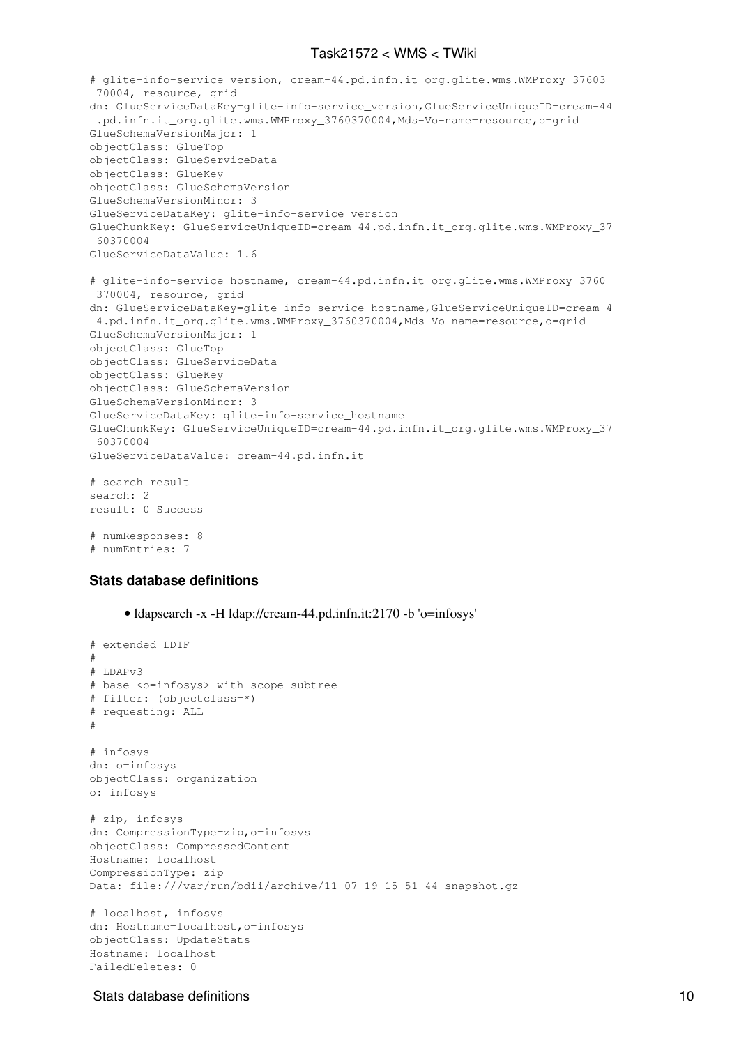```
# glite-info-service_version, cream-44.pd.infn.it_org.glite.wms.WMProxy_37603
 70004, resource, grid
dn: GlueServiceDataKey=glite-info-service_version,GlueServiceUniqueID=cream-44
 .pd.infn.it_org.glite.wms.WMProxy_3760370004,Mds-Vo-name=resource,o=grid
GlueSchemaVersionMajor: 1
objectClass: GlueTop
objectClass: GlueServiceData
objectClass: GlueKey
objectClass: GlueSchemaVersion
GlueSchemaVersionMinor: 3
GlueServiceDataKey: glite-info-service_version
GlueChunkKey: GlueServiceUniqueID=cream-44.pd.infn.it_org.glite.wms.WMProxy_37
 60370004
GlueServiceDataValue: 1.6

# glite-info-service_hostname, cream-44.pd.infn.it_org.glite.wms.WMProxy_3760
 370004, resource, grid
dn: GlueServiceDataKey=glite-info-service_hostname,GlueServiceUniqueID=cream-4
 4.pd.infn.it_org.glite.wms.WMProxy_3760370004,Mds-Vo-name=resource,o=grid
GlueSchemaVersionMajor: 1
objectClass: GlueTop
objectClass: GlueServiceData
objectClass: GlueKey
objectClass: GlueSchemaVersion
GlueSchemaVersionMinor: 3
GlueServiceDataKey: glite-info-service_hostname
GlueChunkKey: GlueServiceUniqueID=cream-44.pd.infn.it_org.glite.wms.WMProxy_37
 60370004
GlueServiceDataValue: cream-44.pd.infn.it

# search result
search: 2
result: 0 Success

# numResponses: 8
# numEntries: 7
```

#### Stats database definitions

- ldapsearch -x -H ldap://cream-44.pd.infn.it:2170 -b 'o=infosys'

```
# extended LDIF
#
# LDAPv3
# base <o=infosys> with scope subtree
# filter: (objectclass=*)
# requesting: ALL
#

# infosys
dn: o=infosys
objectClass: organization
o: infosys

# zip, infosys
dn: CompressionType=zip,o=infosys
objectClass: CompressedContent
Hostname: localhost
CompressionType: zip
Data: file:///var/run/bdii/archive/11-07-19-15-51-44-snapshot.gz

# localhost, infosys
dn: Hostname=localhost,o=infosys
objectClass: UpdateStats
Hostname: localhost
FailedDeletes: 0
```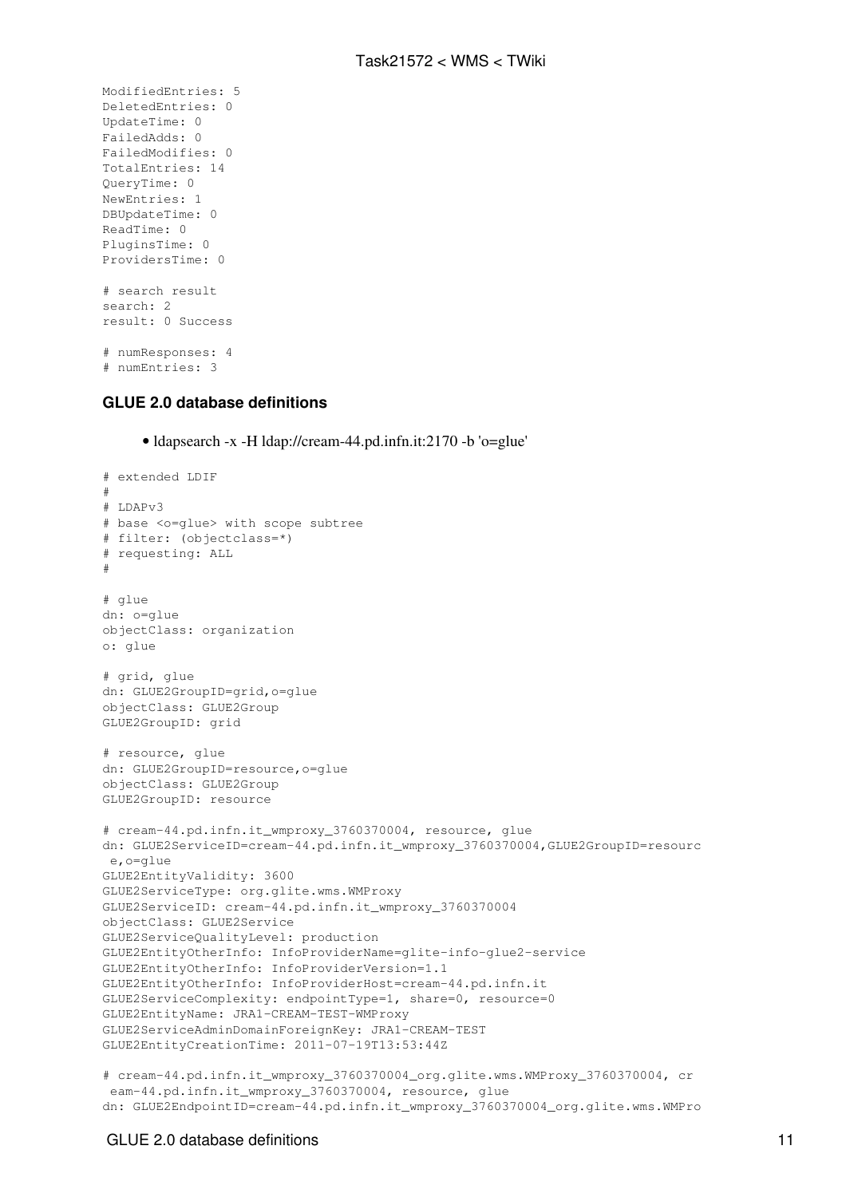```
ModifiedEntries: 5
DeletedEntries: 0
UpdateTime: 0
FailedAdds: 0
FailedModifies: 0
TotalEntries: 14
QueryTime: 0
NewEntries: 1
DBUpdateTime: 0
ReadTime: 0
PluginsTime: 0
ProvidersTime: 0

# search result
search: 2
result: 0 Success

# numResponses: 4
# numEntries: 3
```

### GLUE 2.0 database definitions

- ldapsearch -x -H ldap://cream-44.pd.infn.it:2170 -b 'o=glue'

```
# extended LDIF
#
# LDAPv3
# base <o=glue> with scope subtree
# filter: (objectclass=*)
# requesting: ALL
#

# glue
dn: o=glue
objectClass: organization
o: glue

# grid, glue
dn: GLUE2GroupID=grid,o=glue
objectClass: GLUE2Group
GLUE2GroupID: grid

# resource, glue
dn: GLUE2GroupID=resource,o=glue
objectClass: GLUE2Group
GLUE2GroupID: resource

# cream-44.pd.infn.it_wmproxy_3760370004, resource, glue
dn: GLUE2ServiceID=cream-44.pd.infn.it_wmproxy_3760370004,GLUE2GroupID=resourc
 e,o=glue
GLUE2EntityValidity: 3600
GLUE2ServiceType: org.glite.wms.WMProxy
GLUE2ServiceID: cream-44.pd.infn.it_wmproxy_3760370004
objectClass: GLUE2Service
GLUE2ServiceQualityLevel: production
GLUE2EntityOtherInfo: InfoProviderName=glite-info-glue2-service
GLUE2EntityOtherInfo: InfoProviderVersion=1.1
GLUE2EntityOtherInfo: InfoProviderHost=cream-44.pd.infn.it
GLUE2ServiceComplexity: endpointType=1, share=0, resource=0
GLUE2EntityName: JRA1-CREAM-TEST-WMProxy
GLUE2ServiceAdminDomainForeignKey: JRA1-CREAM-TEST
GLUE2EntityCreationTime: 2011-07-19T13:53:44Z

# cream-44.pd.infn.it_wmproxy_3760370004_org.glite.wms.WMProxy_3760370004, cr
 eam-44.pd.infn.it_wmproxy_3760370004, resource, glue
dn: GLUE2EndpointID=cream-44.pd.infn.it_wmproxy_3760370004_org.glite.wms.WMPro
```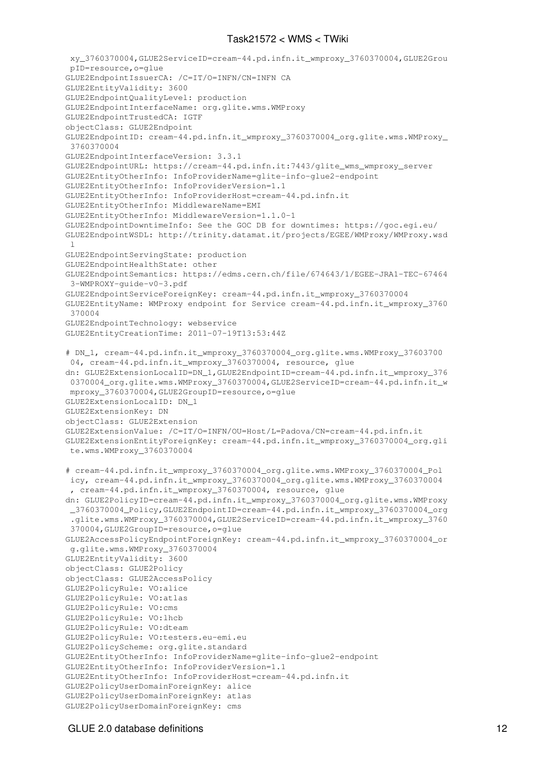```
 xy_3760370004,GLUE2ServiceID=cream-44.pd.infn.it_wmproxy_3760370004,GLUE2Grou
 pID=resource,o=glue
GLUE2EndpointIssuerCA: /C=IT/O=INFN/CN=INFN CA
GLUE2EntityValidity: 3600
GLUE2EndpointQualityLevel: production
GLUE2EndpointInterfaceName: org.glite.wms.WMProxy
GLUE2EndpointTrustedCA: IGTF
objectClass: GLUE2Endpoint
GLUE2EndpointID: cream-44.pd.infn.it_wmproxy_3760370004_org.glite.wms.WMProxy_
 3760370004
GLUE2EndpointInterfaceVersion: 3.3.1
GLUE2EndpointURL: https://cream-44.pd.infn.it:7443/glite_wms_wmproxy_server
GLUE2EntityOtherInfo: InfoProviderName=glite-info-glue2-endpoint
GLUE2EntityOtherInfo: InfoProviderVersion=1.1
GLUE2EntityOtherInfo: InfoProviderHost=cream-44.pd.infn.it
GLUE2EntityOtherInfo: MiddlewareName=EMI
GLUE2EntityOtherInfo: MiddlewareVersion=1.1.0-1
GLUE2EndpointDowntimeInfo: See the GOC DB for downtimes: https://goc.egi.eu/
GLUE2EndpointWSDL: http://trinity.datamat.it/projects/EGEE/WMProxy/WMProxy.wsd
 l
GLUE2EndpointServingState: production
GLUE2EndpointHealthState: other
GLUE2EndpointSemantics: https://edms.cern.ch/file/674643/1/EGEE-JRA1-TEC-67464
 3-WMPROXY-guide-v0-3.pdf
GLUE2EndpointServiceForeignKey: cream-44.pd.infn.it_wmproxy_3760370004
GLUE2EntityName: WMProxy endpoint for Service cream-44.pd.infn.it_wmproxy_3760
 370004
GLUE2EndpointTechnology: webservice
GLUE2EntityCreationTime: 2011-07-19T13:53:44Z

# DN_1, cream-44.pd.infn.it_wmproxy_3760370004_org.glite.wms.WMProxy_37603700
 04, cream-44.pd.infn.it_wmproxy_3760370004, resource, glue
dn: GLUE2ExtensionLocalID=DN_1,GLUE2EndpointID=cream-44.pd.infn.it_wmproxy_376
 0370004_org.glite.wms.WMProxy_3760370004,GLUE2ServiceID=cream-44.pd.infn.it_w
 mproxy_3760370004,GLUE2GroupID=resource,o=glue
GLUE2ExtensionLocalID: DN_1
GLUE2ExtensionKey: DN
objectClass: GLUE2Extension
GLUE2ExtensionValue: /C=IT/O=INFN/OU=Host/L=Padova/CN=cream-44.pd.infn.it
GLUE2ExtensionEntityForeignKey: cream-44.pd.infn.it_wmproxy_3760370004_org.gli
 te.wms.WMProxy_3760370004

# cream-44.pd.infn.it_wmproxy_3760370004_org.glite.wms.WMProxy_3760370004_Pol
 icy, cream-44.pd.infn.it_wmproxy_3760370004_org.glite.wms.WMProxy_3760370004
 , cream-44.pd.infn.it_wmproxy_3760370004, resource, glue
dn: GLUE2PolicyID=cream-44.pd.infn.it_wmproxy_3760370004_org.glite.wms.WMProxy
 _3760370004_Policy,GLUE2EndpointID=cream-44.pd.infn.it_wmproxy_3760370004_org
 .glite.wms.WMProxy_3760370004,GLUE2ServiceID=cream-44.pd.infn.it_wmproxy_3760
 370004,GLUE2GroupID=resource,o=glue
GLUE2AccessPolicyEndpointForeignKey: cream-44.pd.infn.it_wmproxy_3760370004_or
 g.glite.wms.WMProxy_3760370004
GLUE2EntityValidity: 3600
objectClass: GLUE2Policy
objectClass: GLUE2AccessPolicy
GLUE2PolicyRule: VO:alice
GLUE2PolicyRule: VO:atlas
GLUE2PolicyRule: VO:cms
GLUE2PolicyRule: VO:lhcb
GLUE2PolicyRule: VO:dteam
GLUE2PolicyRule: VO:testers.eu-emi.eu
GLUE2PolicyScheme: org.glite.standard
GLUE2EntityOtherInfo: InfoProviderName=glite-info-glue2-endpoint
GLUE2EntityOtherInfo: InfoProviderVersion=1.1
GLUE2EntityOtherInfo: InfoProviderHost=cream-44.pd.infn.it
GLUE2PolicyUserDomainForeignKey: alice
GLUE2PolicyUserDomainForeignKey: atlas
GLUE2PolicyUserDomainForeignKey: cms
```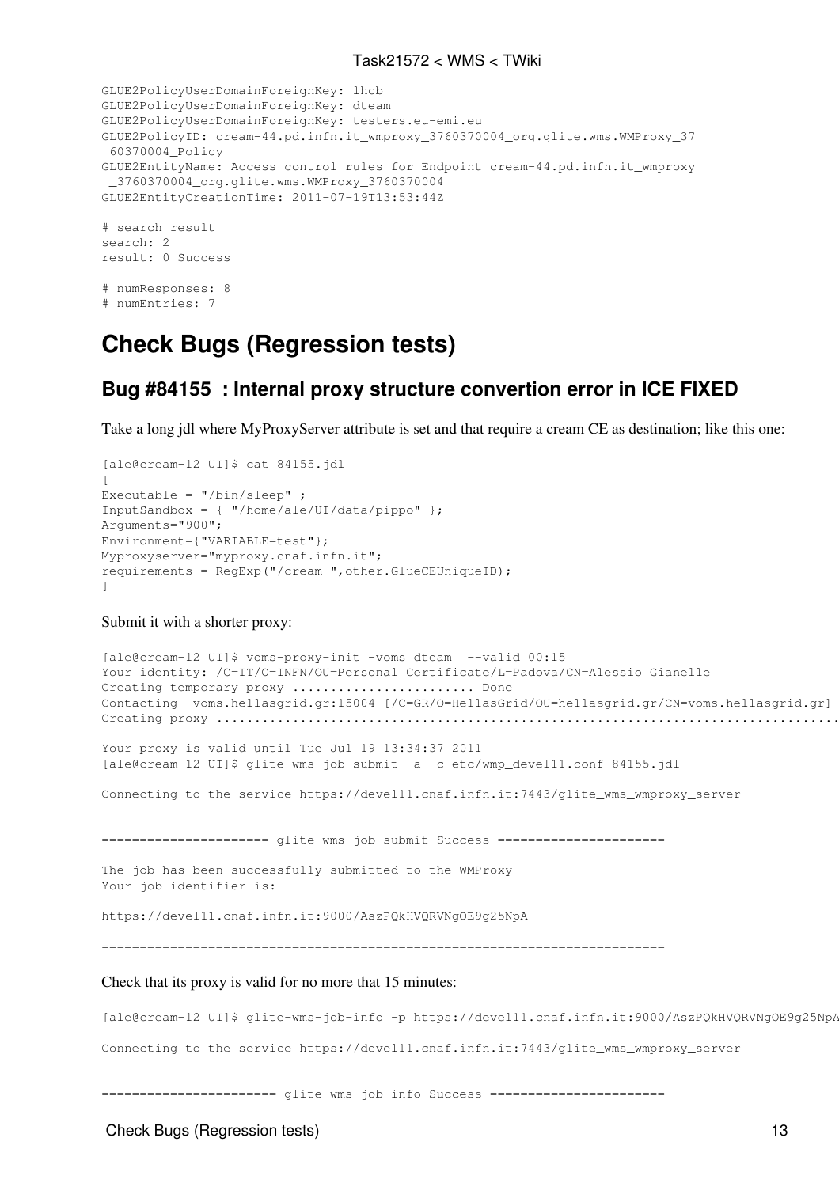```
GLUE2PolicyUserDomainForeignKey: lhcb
GLUE2PolicyUserDomainForeignKey: dteam
GLUE2PolicyUserDomainForeignKey: testers.eu-emi.eu
GLUE2PolicyID: cream-44.pd.infn.it_wmproxy_3760370004_org.glite.wms.WMProxy_37
 60370004_Policy
GLUE2EntityName: Access control rules for Endpoint cream-44.pd.infn.it_wmproxy
 _3760370004_org.glite.wms.WMProxy_3760370004
GLUE2EntityCreationTime: 2011-07-19T13:53:44Z

# search result
search: 2
result: 0 Success

# numResponses: 8
# numEntries: 7
```

# Check Bugs (Regression tests)

## Bug #84155 : Internal proxy structure convertion error in ICE FIXED

Take a long jdl where MyProxyServer attribute is set and that require a cream CE as destination; like this one:

```
[ale@cream-12 UI]$ cat 84155.jdl
[
Executable = "/bin/sleep" ;
InputSandbox = { "/home/ale/UI/data/pippo" };
Arguments="900";
Environment={"VARIABLE=test"};
Myproxyserver="myproxy.cnaf.infn.it";
requirements = RegExp("/cream-",other.GlueCEUniqueID);
]
```

Submit it with a shorter proxy:

```
[ale@cream-12 UI]$ voms-proxy-init -voms dteam  --valid 00:15
Your identity: /C=IT/O=INFN/OU=Personal Certificate/L=Padova/CN=Alessio Gianelle
Creating temporary proxy ....................... Done
Contacting  voms.hellasgrid.gr:15004 [/C=GR/O=HellasGrid/OU=hellasgrid.gr/CN=voms.hellasgrid.gr]
Creating proxy ..............................................................................

Your proxy is valid until Tue Jul 19 13:34:37 2011
[ale@cream-12 UI]$ glite-wms-job-submit -a -c etc/wmp_devel11.conf 84155.jdl

Connecting to the service https://devel11.cnaf.infn.it:7443/glite_wms_wmproxy_server


====================== glite-wms-job-submit Success ======================

The job has been successfully submitted to the WMProxy
Your job identifier is:

https://devel11.cnaf.infn.it:9000/AszPQkHVQRVNgOE9g25NpA

==========================================================================
```

Check that its proxy is valid for no more that 15 minutes:

```
[ale@cream-12 UI]$ glite-wms-job-info -p https://devel11.cnaf.infn.it:9000/AszPQkHVQRVNgOE9g25NpA

Connecting to the service https://devel11.cnaf.infn.it:7443/glite_wms_wmproxy_server


======================= glite-wms-job-info Success =======================
```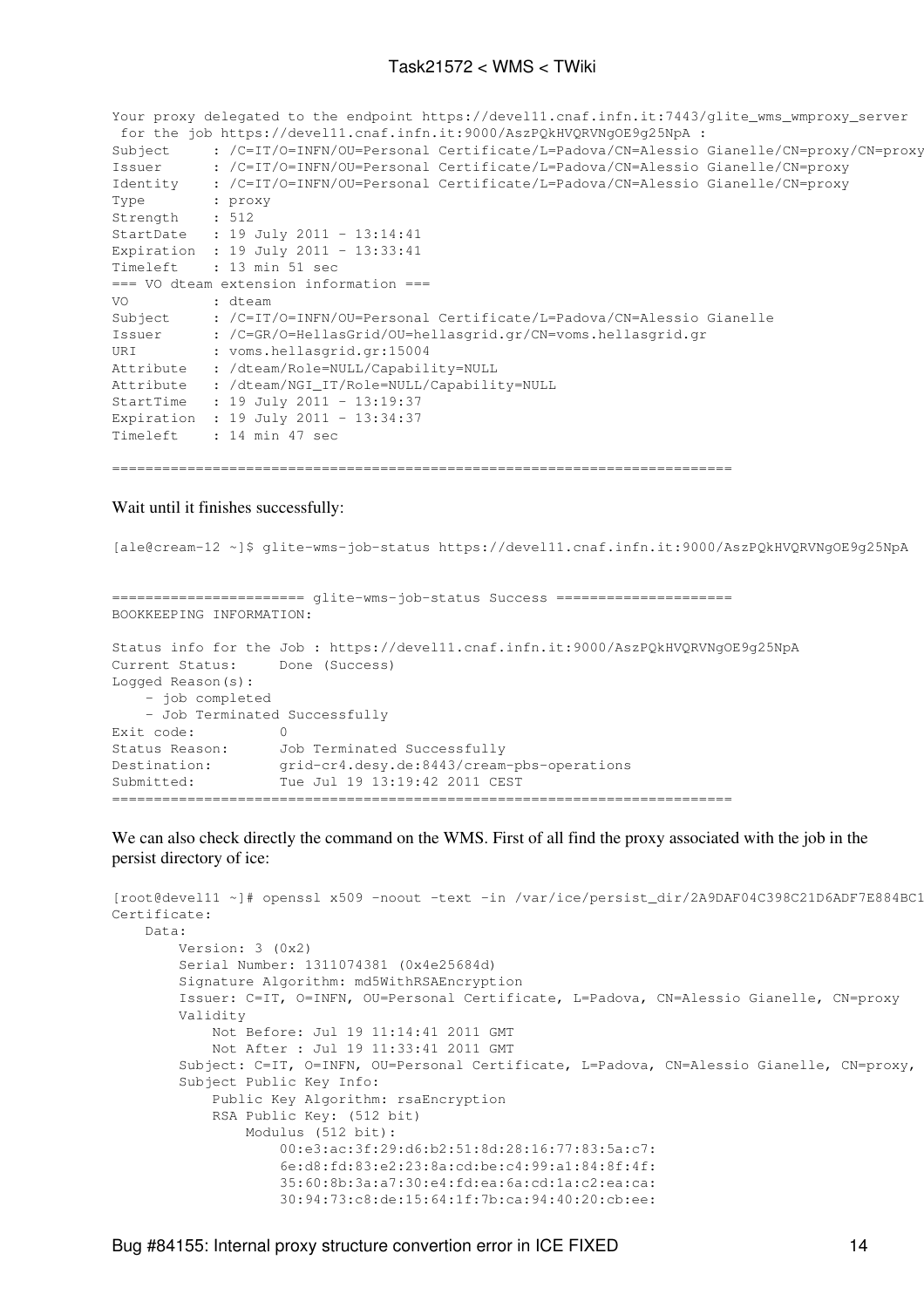```
Your proxy delegated to the endpoint https://devel11.cnaf.infn.it:7443/glite_wms_wmproxy_server
 for the job https://devel11.cnaf.infn.it:9000/AszPQkHVQRVNgOE9g25NpA :
Subject     : /C=IT/O=INFN/OU=Personal Certificate/L=Padova/CN=Alessio Gianelle/CN=proxy/CN=proxy
Issuer      : /C=IT/O=INFN/OU=Personal Certificate/L=Padova/CN=Alessio Gianelle/CN=proxy
Identity    : /C=IT/O=INFN/OU=Personal Certificate/L=Padova/CN=Alessio Gianelle/CN=proxy
Type        : proxy
Strength    : 512
StartDate   : 19 July 2011 - 13:14:41
Expiration  : 19 July 2011 - 13:33:41
Timeleft    : 13 min 51 sec
=== VO dteam extension information ===
VO          : dteam
Subject     : /C=IT/O=INFN/OU=Personal Certificate/L=Padova/CN=Alessio Gianelle
Issuer      : /C=GR/O=HellasGrid/OU=hellasgrid.gr/CN=voms.hellasgrid.gr
URI         : voms.hellasgrid.gr:15004
Attribute   : /dteam/Role=NULL/Capability=NULL
Attribute   : /dteam/NGI_IT/Role=NULL/Capability=NULL
StartTime   : 19 July 2011 - 13:19:37
Expiration  : 19 July 2011 - 13:34:37
Timeleft    : 14 min 47 sec

==========================================================================
```

Wait until it finishes successfully:

```
[ale@cream-12 ~]$ glite-wms-job-status https://devel11.cnaf.infn.it:9000/AszPQkHVQRVNgOE9g25NpA


======================= glite-wms-job-status Success =====================
BOOKKEEPING INFORMATION:

Status info for the Job : https://devel11.cnaf.infn.it:9000/AszPQkHVQRVNgOE9g25NpA
Current Status:     Done (Success)
Logged Reason(s):
    - job completed
    - Job Terminated Successfully
Exit code:          0
Status Reason:      Job Terminated Successfully
Destination:        grid-cr4.desy.de:8443/cream-pbs-operations
Submitted:          Tue Jul 19 13:19:42 2011 CEST
==========================================================================
```

We can also check directly the command on the WMS. First of all find the proxy associated with the job in the persist directory of ice:

```
[root@devel11 ~]# openssl x509 -noout -text -in /var/ice/persist_dir/2A9DAF04C398C21D6ADF7E884BC1
Certificate:
    Data:
        Version: 3 (0x2)
        Serial Number: 1311074381 (0x4e25684d)
        Signature Algorithm: md5WithRSAEncryption
        Issuer: C=IT, O=INFN, OU=Personal Certificate, L=Padova, CN=Alessio Gianelle, CN=proxy
        Validity
            Not Before: Jul 19 11:14:41 2011 GMT
            Not After : Jul 19 11:33:41 2011 GMT
        Subject: C=IT, O=INFN, OU=Personal Certificate, L=Padova, CN=Alessio Gianelle, CN=proxy,
        Subject Public Key Info:
            Public Key Algorithm: rsaEncryption
            RSA Public Key: (512 bit)
                Modulus (512 bit):
                    00:e3:ac:3f:29:d6:b2:51:8d:28:16:77:83:5a:c7:
                    6e:d8:fd:83:e2:23:8a:cd:be:c4:99:a1:84:8f:4f:
                    35:60:8b:3a:a7:30:e4:fd:ea:6a:cd:1a:c2:ea:ca:
                    30:94:73:c8:de:15:64:1f:7b:ca:94:40:20:cb:ee:
```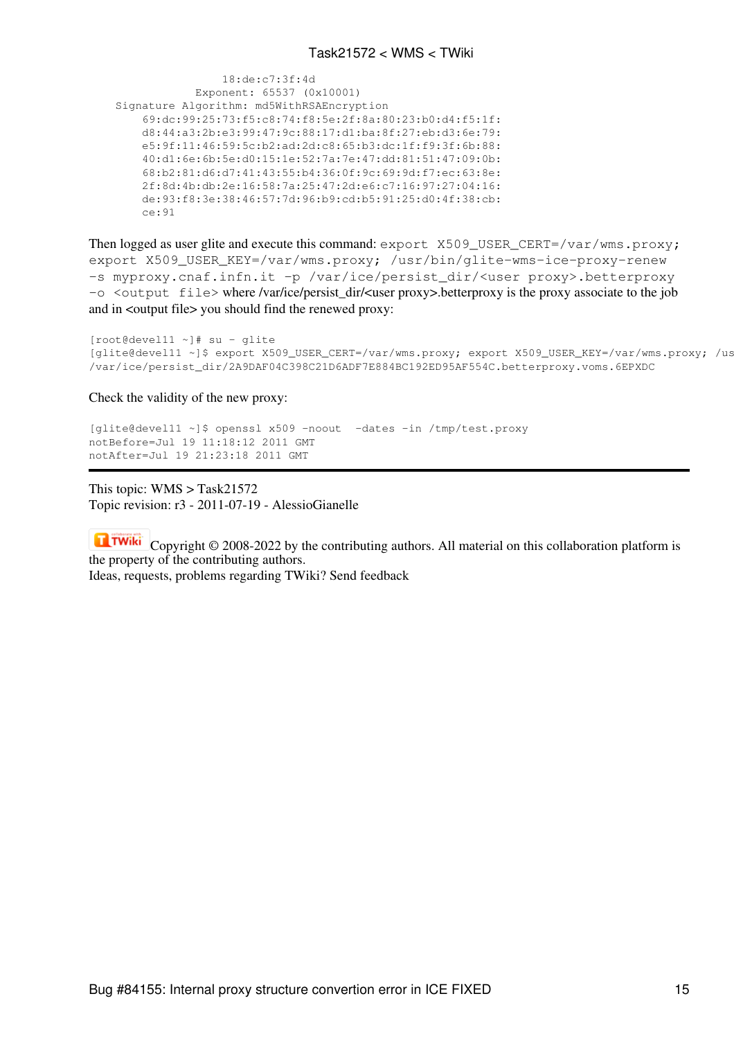```
                18:de:c7:3f:4d
            Exponent: 65537 (0x10001)
    Signature Algorithm: md5WithRSAEncryption
        69:dc:99:25:73:f5:c8:74:f8:5e:2f:8a:80:23:b0:d4:f5:1f:
        d8:44:a3:2b:e3:99:47:9c:88:17:d1:ba:8f:27:eb:d3:6e:79:
        e5:9f:11:46:59:5c:b2:ad:2d:c8:65:b3:dc:1f:f9:3f:6b:88:
        40:d1:6e:6b:5e:d0:15:1e:52:7a:7e:47:dd:81:51:47:09:0b:
        68:b2:81:d6:d7:41:43:55:b4:36:0f:9c:69:9d:f7:ec:63:8e:
        2f:8d:4b:db:2e:16:58:7a:25:47:2d:e6:c7:16:97:27:04:16:
        de:93:f8:3e:38:46:57:7d:96:b9:cd:b5:91:25:d0:4f:38:cb:
        ce:91
```

Then logged as user glite and execute this command: `export X509_USER_CERT=/var/wms.proxy; export X509_USER_KEY=/var/wms.proxy; /usr/bin/glite-wms-ice-proxy-renew -s myproxy.cnaf.infn.it -p /var/ice/persist_dir/<user proxy>.betterproxy -o <output file>` where /var/ice/persist_dir/<user proxy>.betterproxy is the proxy associate to the job and in <output file> you should find the renewed proxy:

```
[root@devel11 ~]# su - glite
[glite@devel11 ~]$ export X509_USER_CERT=/var/wms.proxy; export X509_USER_KEY=/var/wms.proxy; /us
/var/ice/persist_dir/2A9DAF04C398C21D6ADF7E884BC192ED95AF554C.betterproxy.voms.6EPXDC
```

Check the validity of the new proxy:

```
[glite@devel11 ~]$ openssl x509 -noout  -dates -in /tmp/test.proxy
notBefore=Jul 19 11:18:12 2011 GMT
notAfter=Jul 19 21:23:18 2011 GMT
```

---

This topic: WMS > Task21572
Topic revision: r3 - 2011-07-19 - AlessioGianelle

Copyright © 2008-2022 by the contributing authors. All material on this collaboration platform is the property of the contributing authors.
Ideas, requests, problems regarding TWiki? Send feedback